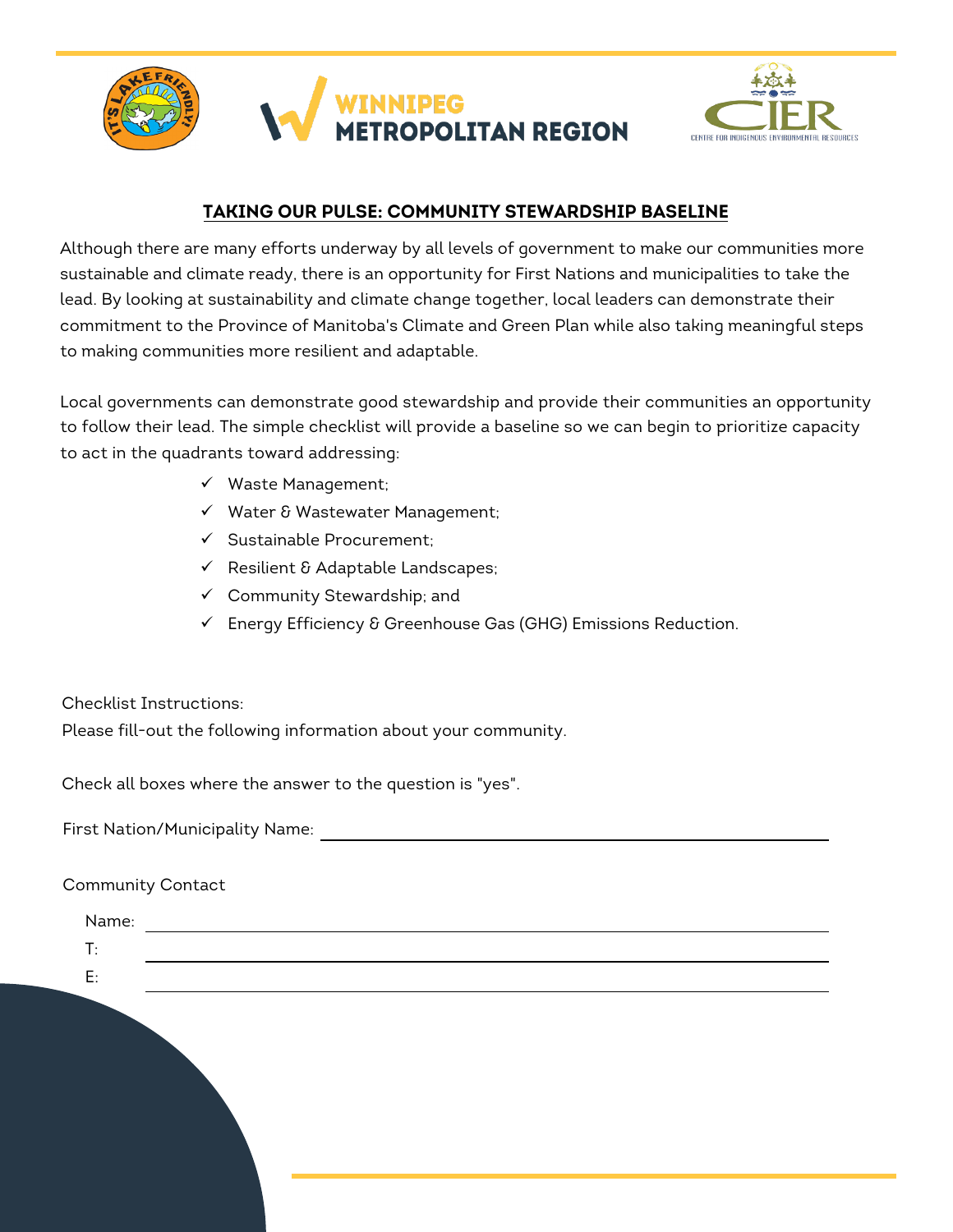## TAKING OUR PULSE: COMMUNITY STEWARDSHIP BASELINE

Although there are many efforts underway by all levels of government to make our communities more sustainable and climate ready, there is an opportunity for First Nations and municipalities to take the lead. By looking at sustainability and climate change together, local leaders can demonstrate their commitment to the Province of Manitoba's Climate and Green Plan while also taking meaningful steps to making communities more resilient and adaptable.

Local governments can demonstrate good stewardship and provide their communities an opportunity to follow their lead. The simple checklist will provide a baseline so we can begin to prioritize capacity to act in the quadrants toward addressing:

- ✓ Waste Management;
- ✓ Water & Wastewater Management;
- ✓ Sustainable Procurement;
- ✓ Resilient & Adaptable Landscapes;
- ✓ Community Stewardship; and
- ✓ Energy Efficiency & Greenhouse Gas (GHG) Emissions Reduction.

Checklist Instructions:

Please fill-out the following information about your community.

Check all boxes where the answer to the question is "yes".

First Nation/Municipality Name: ______________________________

Community Contact

Name: ______________________________

T: ______________________________

E: ______________________________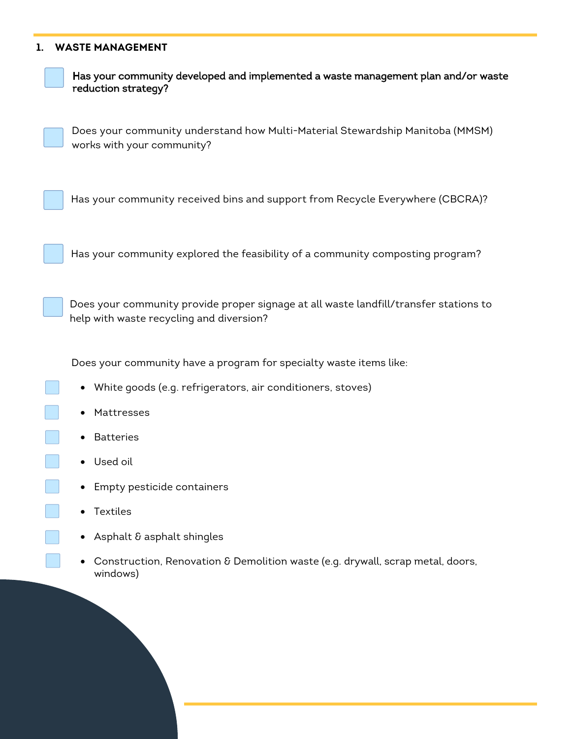## 1. WASTE MANAGEMENT

- [ ] **Has your community developed and implemented a waste management plan and/or waste reduction strategy?**

- [ ] Does your community understand how Multi-Material Stewardship Manitoba (MMSM) works with your community?

- [ ] Has your community received bins and support from Recycle Everywhere (CBCRA)?

- [ ] Has your community explored the feasibility of a community composting program?

- [ ] Does your community provide proper signage at all waste landfill/transfer stations to help with waste recycling and diversion?

Does your community have a program for specialty waste items like:

- [ ] White goods (e.g. refrigerators, air conditioners, stoves)
- [ ] Mattresses
- [ ] Batteries
- [ ] Used oil
- [ ] Empty pesticide containers
- [ ] Textiles
- [ ] Asphalt & asphalt shingles
- [ ] Construction, Renovation & Demolition waste (e.g. drywall, scrap metal, doors, windows)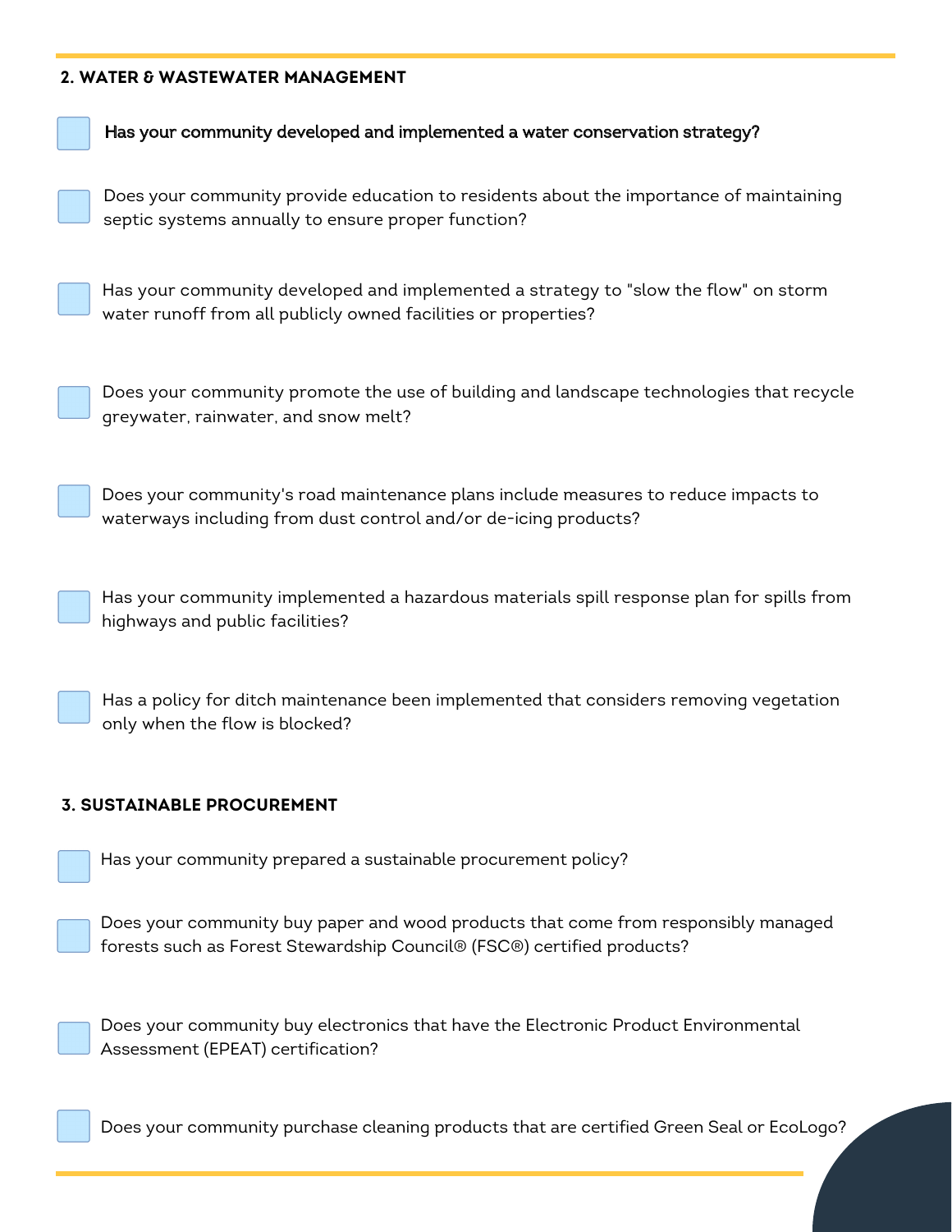## 2. WATER & WASTEWATER MANAGEMENT

- [ ] Has your community developed and implemented a water conservation strategy?
- [ ] Does your community provide education to residents about the importance of maintaining septic systems annually to ensure proper function?
- [ ] Has your community developed and implemented a strategy to "slow the flow" on storm water runoff from all publicly owned facilities or properties?
- [ ] Does your community promote the use of building and landscape technologies that recycle greywater, rainwater, and snow melt?
- [ ] Does your community's road maintenance plans include measures to reduce impacts to waterways including from dust control and/or de-icing products?
- [ ] Has your community implemented a hazardous materials spill response plan for spills from highways and public facilities?
- [ ] Has a policy for ditch maintenance been implemented that considers removing vegetation only when the flow is blocked?

## 3. SUSTAINABLE PROCUREMENT

- [ ] Has your community prepared a sustainable procurement policy?
- [ ] Does your community buy paper and wood products that come from responsibly managed forests such as Forest Stewardship Council® (FSC®) certified products?
- [ ] Does your community buy electronics that have the Electronic Product Environmental Assessment (EPEAT) certification?
- [ ] Does your community purchase cleaning products that are certified Green Seal or EcoLogo?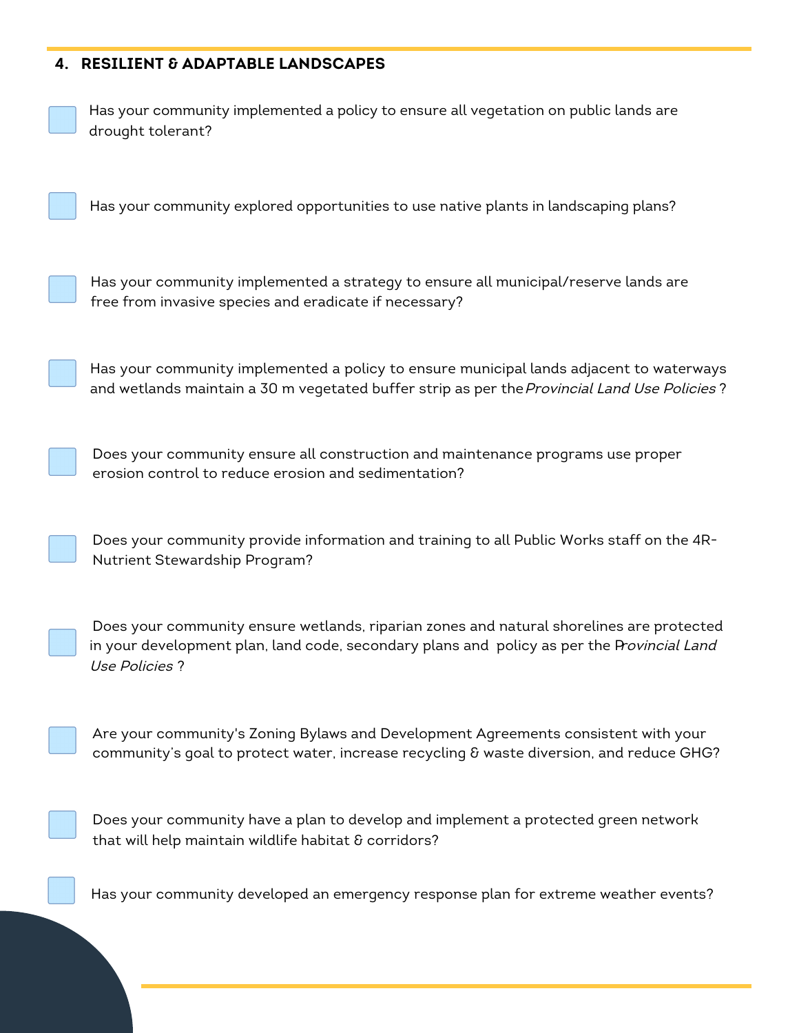## 4. RESILIENT & ADAPTABLE LANDSCAPES

- [ ] Has your community implemented a policy to ensure all vegetation on public lands are drought tolerant?

- [ ] Has your community explored opportunities to use native plants in landscaping plans?

- [ ] Has your community implemented a strategy to ensure all municipal/reserve lands are free from invasive species and eradicate if necessary?

- [ ] Has your community implemented a policy to ensure municipal lands adjacent to waterways and wetlands maintain a 30 m vegetated buffer strip as per the *Provincial Land Use Policies* ?

- [ ] Does your community ensure all construction and maintenance programs use proper erosion control to reduce erosion and sedimentation?

- [ ] Does your community provide information and training to all Public Works staff on the 4R-Nutrient Stewardship Program?

- [ ] Does your community ensure wetlands, riparian zones and natural shorelines are protected in your development plan, land code, secondary plans and policy as per the *Provincial Land Use Policies* ?

- [ ] Are your community's Zoning Bylaws and Development Agreements consistent with your community's goal to protect water, increase recycling & waste diversion, and reduce GHG?

- [ ] Does your community have a plan to develop and implement a protected green network that will help maintain wildlife habitat & corridors?

- [ ] Has your community developed an emergency response plan for extreme weather events?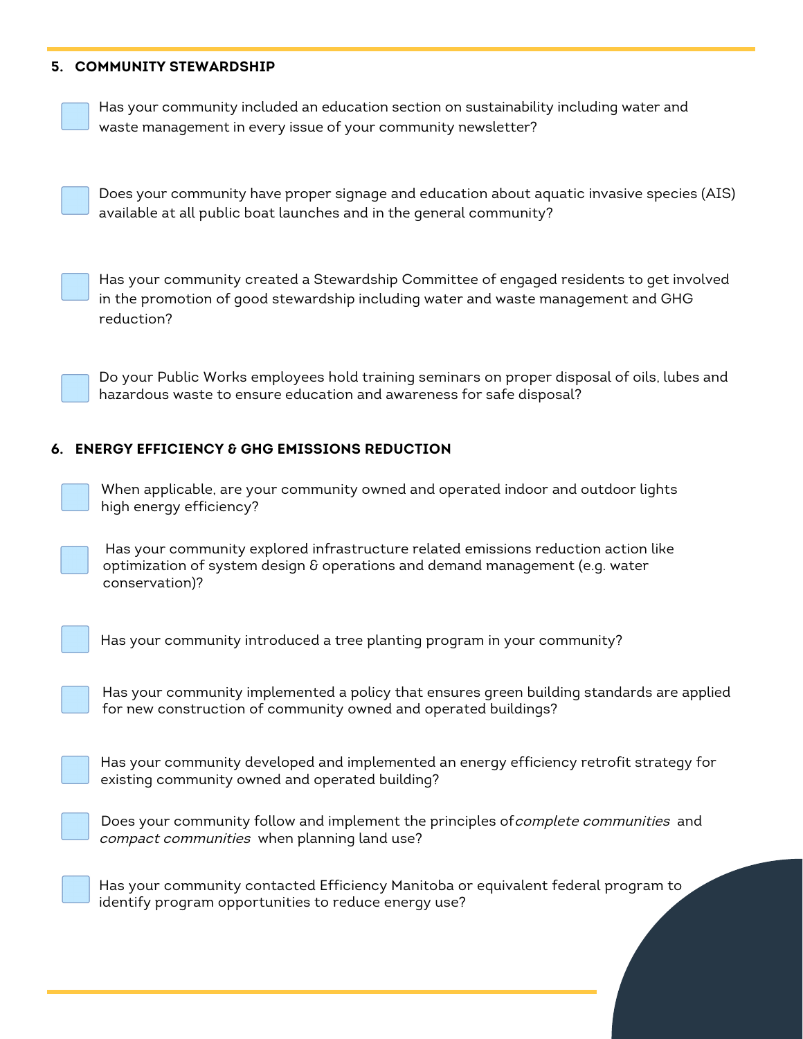## 5. COMMUNITY STEWARDSHIP

- [ ] Has your community included an education section on sustainability including water and waste management in every issue of your community newsletter?

- [ ] Does your community have proper signage and education about aquatic invasive species (AIS) available at all public boat launches and in the general community?

- [ ] Has your community created a Stewardship Committee of engaged residents to get involved in the promotion of good stewardship including water and waste management and GHG reduction?

- [ ] Do your Public Works employees hold training seminars on proper disposal of oils, lubes and hazardous waste to ensure education and awareness for safe disposal?

## 6. ENERGY EFFICIENCY & GHG EMISSIONS REDUCTION

- [ ] When applicable, are your community owned and operated indoor and outdoor lights high energy efficiency?

- [ ] Has your community explored infrastructure related emissions reduction action like optimization of system design & operations and demand management (e.g. water conservation)?

- [ ] Has your community introduced a tree planting program in your community?

- [ ] Has your community implemented a policy that ensures green building standards are applied for new construction of community owned and operated buildings?

- [ ] Has your community developed and implemented an energy efficiency retrofit strategy for existing community owned and operated building?

- [ ] Does your community follow and implement the principles of *complete communities* and *compact communities* when planning land use?

- [ ] Has your community contacted Efficiency Manitoba or equivalent federal program to identify program opportunities to reduce energy use?